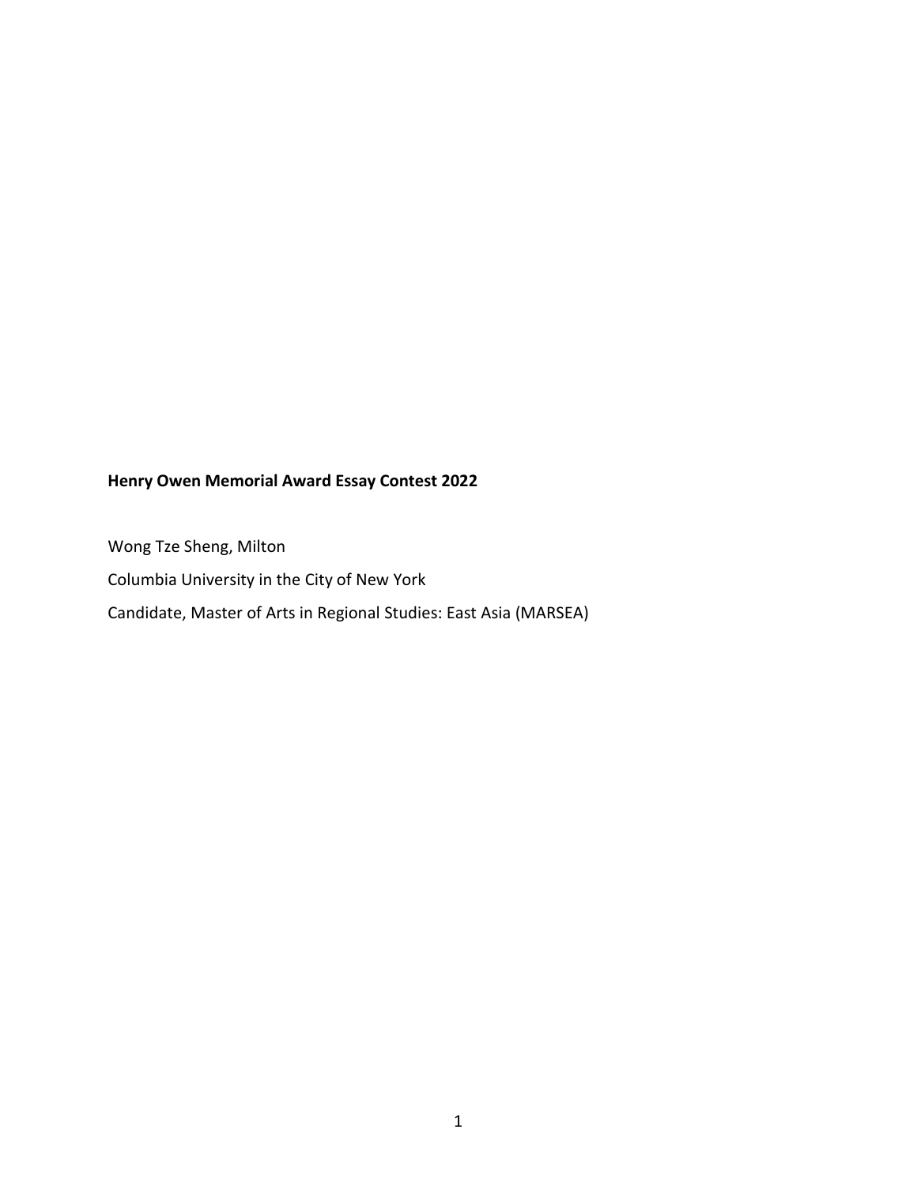**Henry Owen Memorial Award Essay Contest 2022**

Wong Tze Sheng, Milton

Columbia University in the City of New York

Candidate, Master of Arts in Regional Studies: East Asia (MARSEA)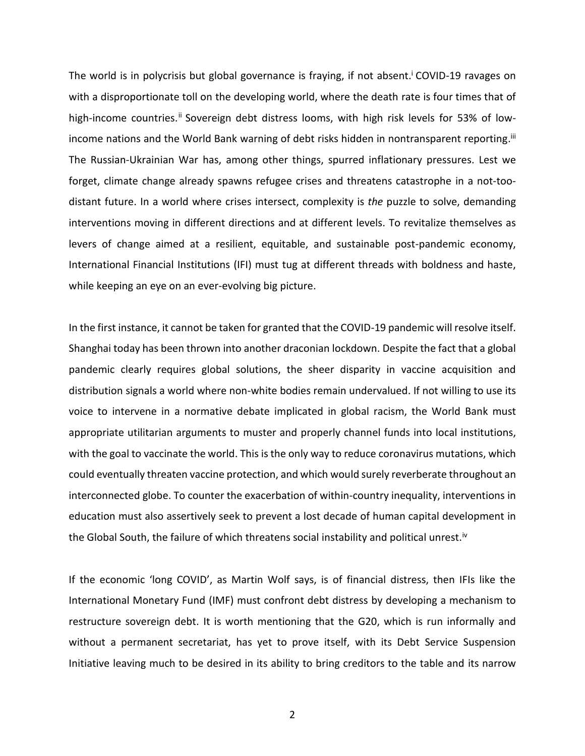The world is in polycrisis but global governance is fraying, if not absent.[i] COVID-19 ravages on with a disproportionate toll on the developing world, where the death rate is four times that of high-income countries.[ii] Sovereign debt distress looms, with high risk levels for 53% of low-income nations and the World Bank warning of debt risks hidden in nontransparent reporting.[iii] The Russian-Ukrainian War has, among other things, spurred inflationary pressures. Lest we forget, climate change already spawns refugee crises and threatens catastrophe in a not-too-distant future. In a world where crises intersect, complexity is *the* puzzle to solve, demanding interventions moving in different directions and at different levels. To revitalize themselves as levers of change aimed at a resilient, equitable, and sustainable post-pandemic economy, International Financial Institutions (IFI) must tug at different threads with boldness and haste, while keeping an eye on an ever-evolving big picture.

In the first instance, it cannot be taken for granted that the COVID-19 pandemic will resolve itself. Shanghai today has been thrown into another draconian lockdown. Despite the fact that a global pandemic clearly requires global solutions, the sheer disparity in vaccine acquisition and distribution signals a world where non-white bodies remain undervalued. If not willing to use its voice to intervene in a normative debate implicated in global racism, the World Bank must appropriate utilitarian arguments to muster and properly channel funds into local institutions, with the goal to vaccinate the world. This is the only way to reduce coronavirus mutations, which could eventually threaten vaccine protection, and which would surely reverberate throughout an interconnected globe. To counter the exacerbation of within-country inequality, interventions in education must also assertively seek to prevent a lost decade of human capital development in the Global South, the failure of which threatens social instability and political unrest.[iv]

If the economic 'long COVID', as Martin Wolf says, is of financial distress, then IFIs like the International Monetary Fund (IMF) must confront debt distress by developing a mechanism to restructure sovereign debt. It is worth mentioning that the G20, which is run informally and without a permanent secretariat, has yet to prove itself, with its Debt Service Suspension Initiative leaving much to be desired in its ability to bring creditors to the table and its narrow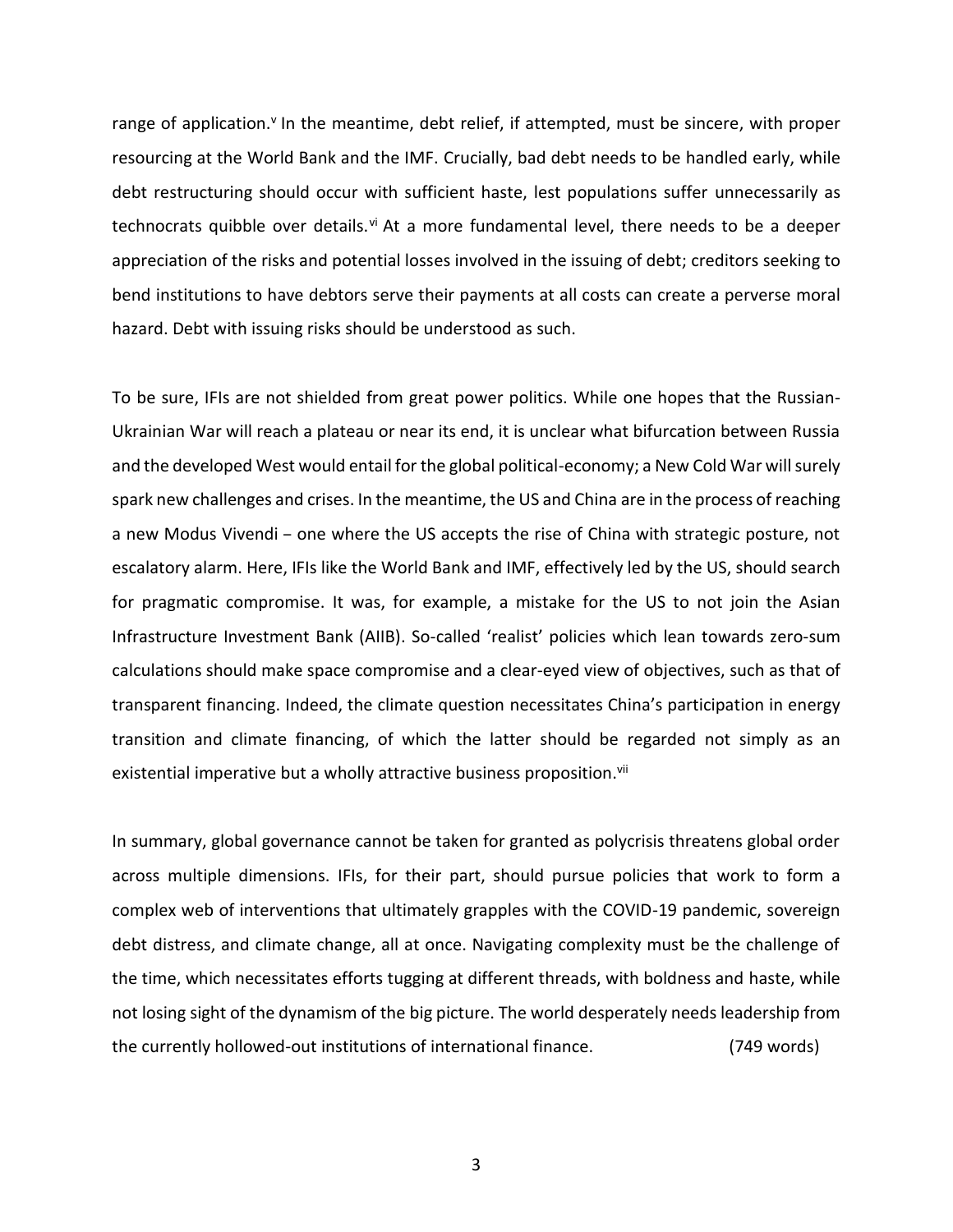range of application.[v] In the meantime, debt relief, if attempted, must be sincere, with proper resourcing at the World Bank and the IMF. Crucially, bad debt needs to be handled early, while debt restructuring should occur with sufficient haste, lest populations suffer unnecessarily as technocrats quibble over details.[vi] At a more fundamental level, there needs to be a deeper appreciation of the risks and potential losses involved in the issuing of debt; creditors seeking to bend institutions to have debtors serve their payments at all costs can create a perverse moral hazard. Debt with issuing risks should be understood as such.

To be sure, IFIs are not shielded from great power politics. While one hopes that the Russian-Ukrainian War will reach a plateau or near its end, it is unclear what bifurcation between Russia and the developed West would entail for the global political-economy; a New Cold War will surely spark new challenges and crises. In the meantime, the US and China are in the process of reaching a new Modus Vivendi – one where the US accepts the rise of China with strategic posture, not escalatory alarm. Here, IFIs like the World Bank and IMF, effectively led by the US, should search for pragmatic compromise. It was, for example, a mistake for the US to not join the Asian Infrastructure Investment Bank (AIIB). So-called 'realist' policies which lean towards zero-sum calculations should make space compromise and a clear-eyed view of objectives, such as that of transparent financing. Indeed, the climate question necessitates China's participation in energy transition and climate financing, of which the latter should be regarded not simply as an existential imperative but a wholly attractive business proposition.[vii]

In summary, global governance cannot be taken for granted as polycrisis threatens global order across multiple dimensions. IFIs, for their part, should pursue policies that work to form a complex web of interventions that ultimately grapples with the COVID-19 pandemic, sovereign debt distress, and climate change, all at once. Navigating complexity must be the challenge of the time, which necessitates efforts tugging at different threads, with boldness and haste, while not losing sight of the dynamism of the big picture. The world desperately needs leadership from the currently hollowed-out institutions of international finance. (749 words)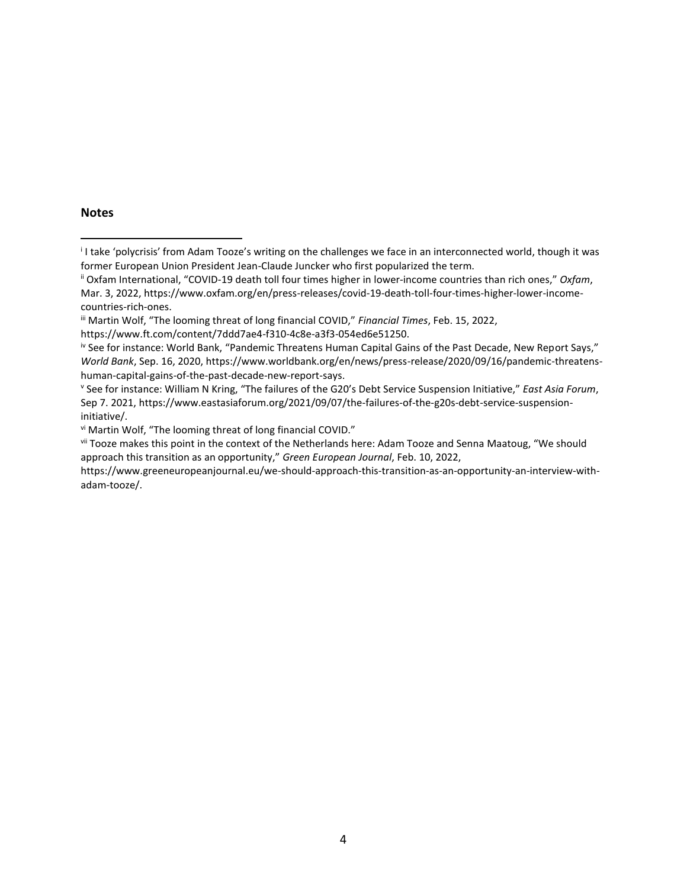**Notes**

---

[i] I take 'polycrisis' from Adam Tooze's writing on the challenges we face in an interconnected world, though it was former European Union President Jean-Claude Juncker who first popularized the term.

[ii] Oxfam International, "COVID-19 death toll four times higher in lower-income countries than rich ones," *Oxfam*, Mar. 3, 2022, https://www.oxfam.org/en/press-releases/covid-19-death-toll-four-times-higher-lower-income-countries-rich-ones.

[iii] Martin Wolf, "The looming threat of long financial COVID," *Financial Times*, Feb. 15, 2022, https://www.ft.com/content/7ddd7ae4-f310-4c8e-a3f3-054ed6e51250.

[iv] See for instance: World Bank, "Pandemic Threatens Human Capital Gains of the Past Decade, New Report Says," *World Bank*, Sep. 16, 2020, https://www.worldbank.org/en/news/press-release/2020/09/16/pandemic-threatens-human-capital-gains-of-the-past-decade-new-report-says.

[v] See for instance: William N Kring, "The failures of the G20's Debt Service Suspension Initiative," *East Asia Forum*, Sep 7. 2021, https://www.eastasiaforum.org/2021/09/07/the-failures-of-the-g20s-debt-service-suspension-initiative/.

[vi] Martin Wolf, "The looming threat of long financial COVID."

[vii] Tooze makes this point in the context of the Netherlands here: Adam Tooze and Senna Maatoug, "We should approach this transition as an opportunity," *Green European Journal*, Feb. 10, 2022, https://www.greeneuropeanjournal.eu/we-should-approach-this-transition-as-an-opportunity-an-interview-with-adam-tooze/.